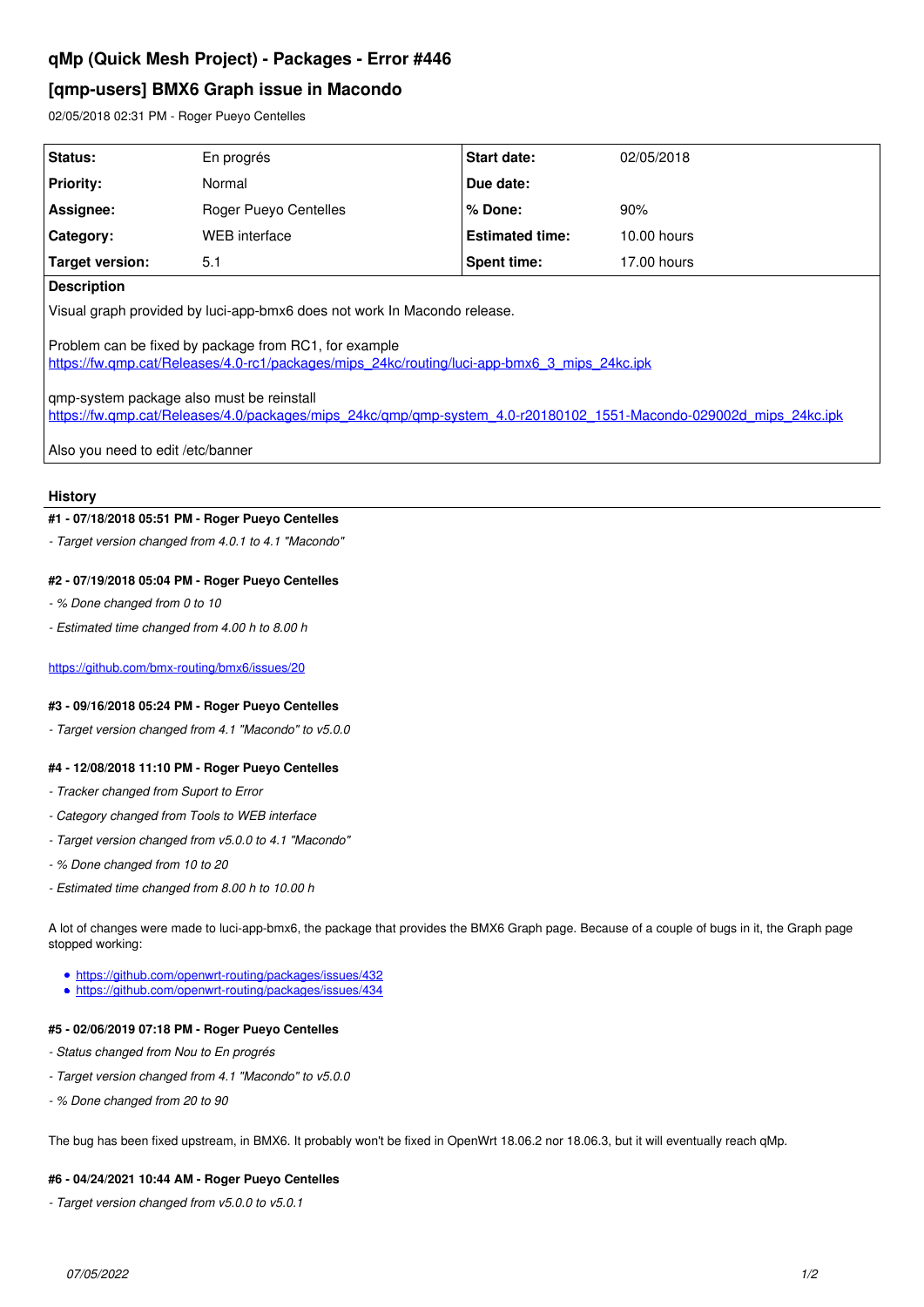# qMp (Quick Mesh Project) - Packages - Error #446

## [qmp-users] BMX6 Graph issue in Macondo

02/05/2018 02:31 PM - Roger Pueyo Centelles

| Status: | En progrés | Start date: | 02/05/2018 |
|---|---|---|---|
| Priority: | Normal | Due date: | |
| Assignee: | Roger Pueyo Centelles | % Done: | 90% |
| Category: | WEB interface | Estimated time: | 10.00 hours |
| Target version: | 5.1 | Spent time: | 17.00 hours |

**Description**

Visual graph provided by luci-app-bmx6 does not work In Macondo release.

Problem can be fixed by package from RC1, for example
https://fw.qmp.cat/Releases/4.0-rc1/packages/mips_24kc/routing/luci-app-bmx6_3_mips_24kc.ipk

qmp-system package also must be reinstall
https://fw.qmp.cat/Releases/4.0/packages/mips_24kc/qmp/qmp-system_4.0-r20180102_1551-Macondo-029002d_mips_24kc.ipk

Also you need to edit /etc/banner

### History

#### #1 - 07/18/2018 05:51 PM - Roger Pueyo Centelles

*- Target version changed from 4.0.1 to 4.1 "Macondo"*

#### #2 - 07/19/2018 05:04 PM - Roger Pueyo Centelles

*- % Done changed from 0 to 10*

*- Estimated time changed from 4.00 h to 8.00 h*

https://github.com/bmx-routing/bmx6/issues/20

#### #3 - 09/16/2018 05:24 PM - Roger Pueyo Centelles

*- Target version changed from 4.1 "Macondo" to v5.0.0*

#### #4 - 12/08/2018 11:10 PM - Roger Pueyo Centelles

*- Tracker changed from Suport to Error*

*- Category changed from Tools to WEB interface*

*- Target version changed from v5.0.0 to 4.1 "Macondo"*

*- % Done changed from 10 to 20*

*- Estimated time changed from 8.00 h to 10.00 h*

A lot of changes were made to luci-app-bmx6, the package that provides the BMX6 Graph page. Because of a couple of bugs in it, the Graph page stopped working:

- https://github.com/openwrt-routing/packages/issues/432
- https://github.com/openwrt-routing/packages/issues/434

#### #5 - 02/06/2019 07:18 PM - Roger Pueyo Centelles

*- Status changed from Nou to En progrés*

*- Target version changed from 4.1 "Macondo" to v5.0.0*

*- % Done changed from 20 to 90*

The bug has been fixed upstream, in BMX6. It probably won't be fixed in OpenWrt 18.06.2 nor 18.06.3, but it will eventually reach qMp.

#### #6 - 04/24/2021 10:44 AM - Roger Pueyo Centelles

*- Target version changed from v5.0.0 to v5.0.1*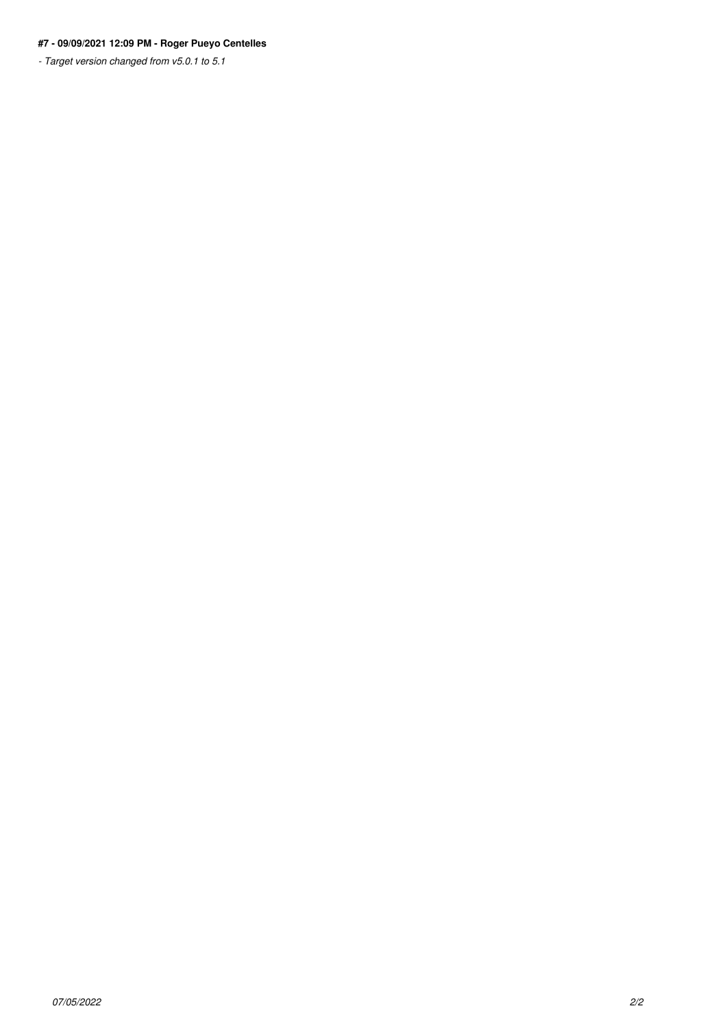**#7 - 09/09/2021 12:09 PM - Roger Pueyo Centelles**

*- Target version changed from v5.0.1 to 5.1*